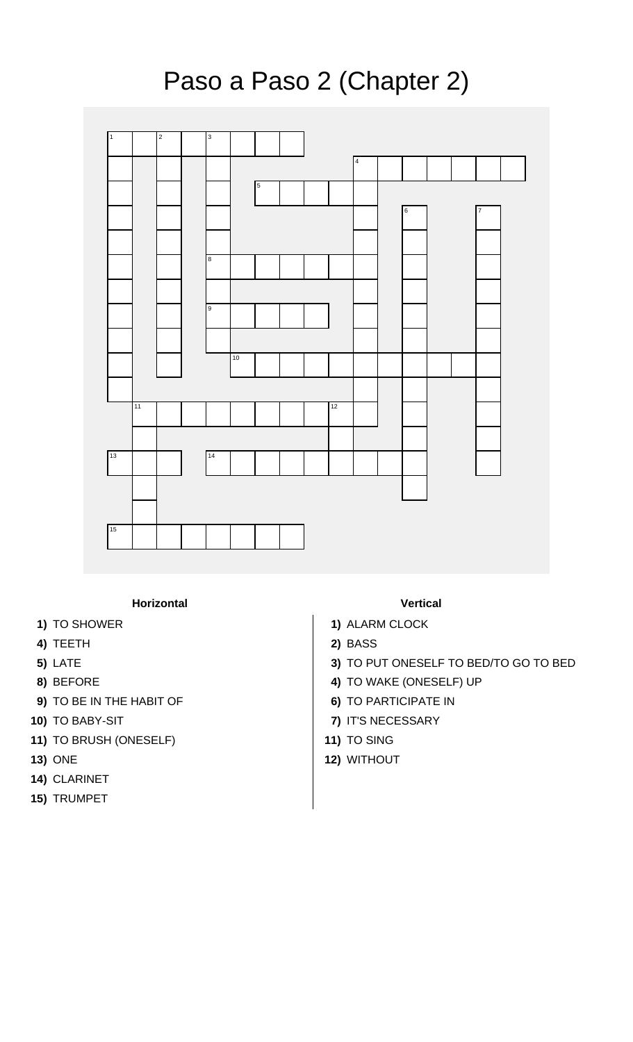# Paso a Paso 2 (Chapter 2)

**Horizontal**

1) TO SHOWER
4) TEETH
5) LATE
8) BEFORE
9) TO BE IN THE HABIT OF
10) TO BABY-SIT
11) TO BRUSH (ONESELF)
13) ONE
14) CLARINET
15) TRUMPET

**Vertical**

1) ALARM CLOCK
2) BASS
3) TO PUT ONESELF TO BED/TO GO TO BED
4) TO WAKE (ONESELF) UP
6) TO PARTICIPATE IN
7) IT'S NECESSARY
11) TO SING
12) WITHOUT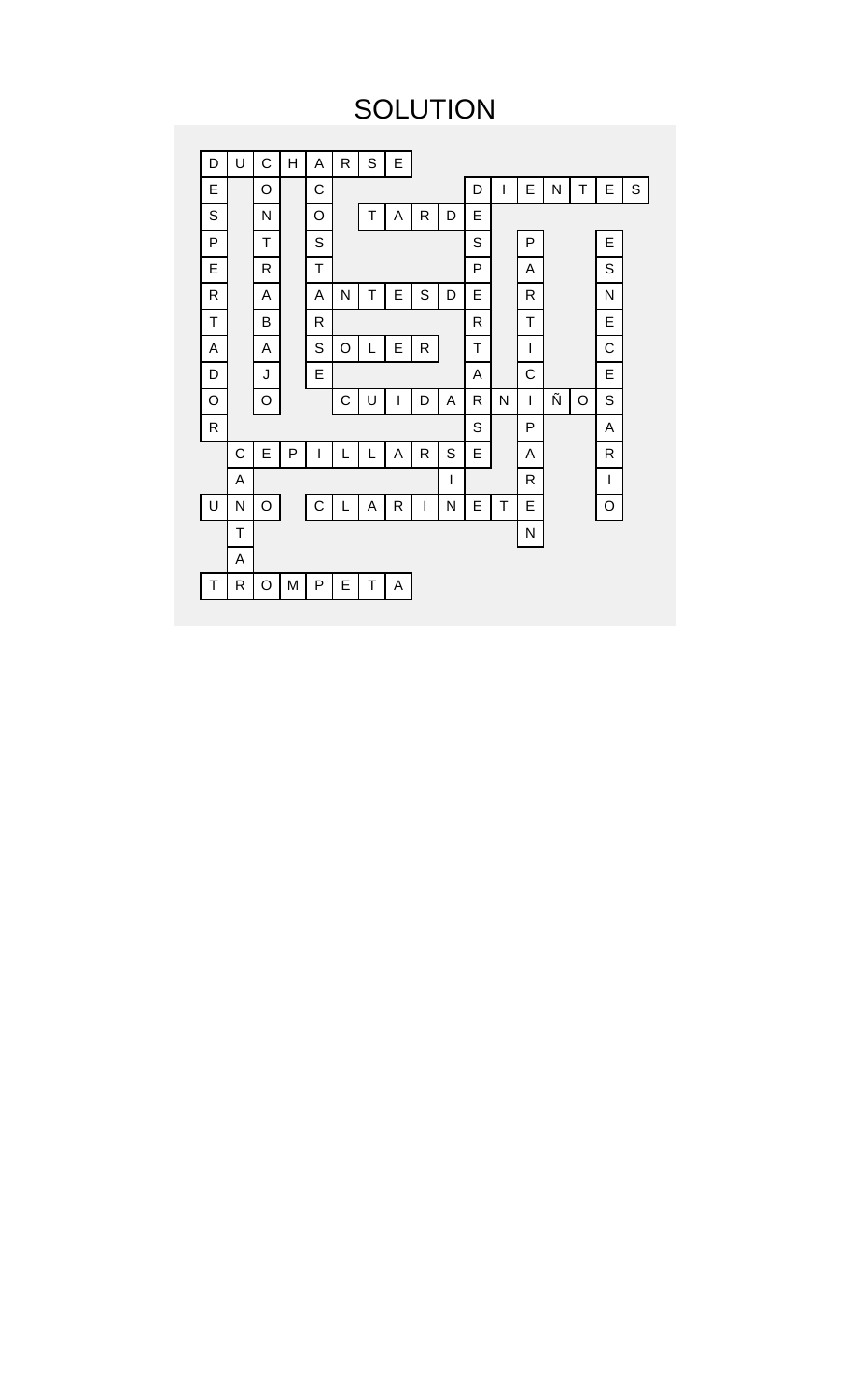# SOLUTION

| | | | | | | | | | | | | | | | | |
|---|---|---|---|---|---|---|---|---|---|---|---|---|---|---|---|---|
| D | U | C | H | A | R | S | E | | | | | | | | | |
| E | | O | | C | | | | | | D | I | E | N | T | E | S |
| S | | N | | O | | T | A | R | D | E | | | | | | |
| P | | T | | S | | | | | | S | | P | | | E | |
| E | | R | | T | | | | | | P | | A | | | S | |
| R | | A | | A | N | T | E | S | D | E | | R | | | N | |
| T | | B | | R | | | | | | R | | T | | | E | |
| A | | A | | S | O | L | E | R | | T | | I | | | C | |
| D | | J | | E | | | | | | A | | C | | | E | |
| O | | O | | | C | U | I | D | A | R | N | I | Ñ | O | S | |
| R | | | | | | | | | | S | | P | | | A | |
| | C | E | P | I | L | L | A | R | S | E | | A | | | R | |
| | A | | | | | | | | I | | | R | | | I | |
| U | N | O | | C | L | A | R | I | N | E | T | E | | | O | |
| | T | | | | | | | | | | | N | | | | |
| | A | | | | | | | | | | | | | | | |
| T | R | O | M | P | E | T | A | | | | | | | | | |